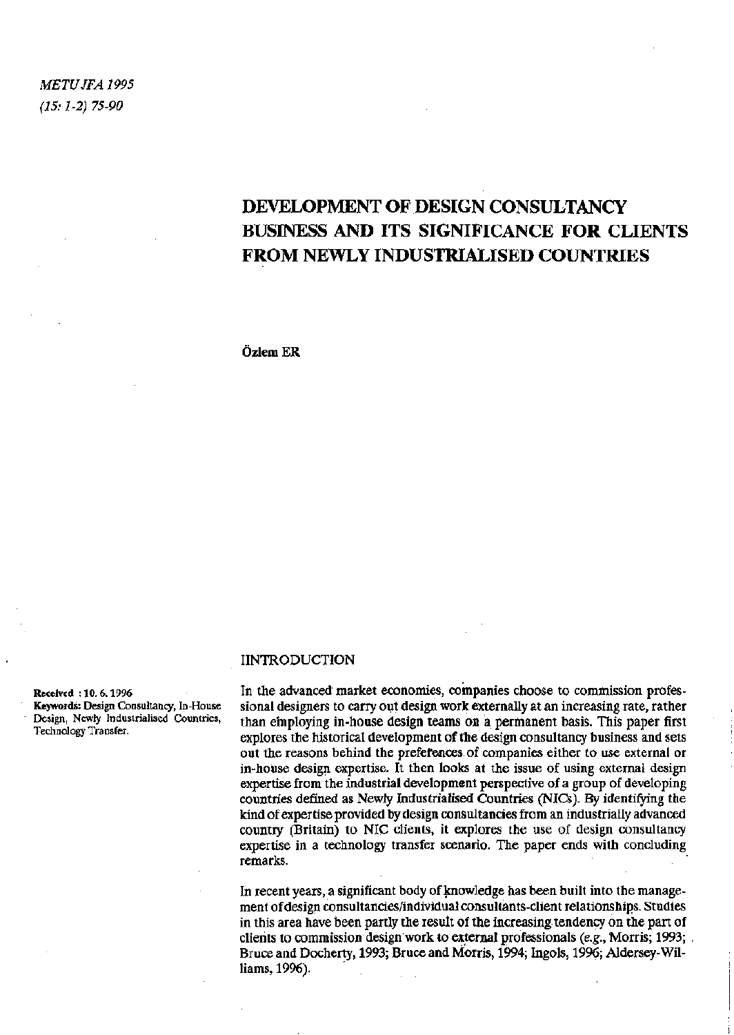# DEVELOPMENT OF DESIGN CONSULTANCY BUSINESS AND ITS SIGNIFICANCE FOR CLIENTS FROM NEWLY INDUSTRIALISED COUNTRIES

**Özlem ER**

**Received** : 10. 6. 1996

**Keywords:** Design Consultancy, In-House Design, Newly Industrialised Countries, Technology Transfer.

## IINTRODUCTION

In the advanced market economies, companies choose to commission professional designers to carry out design work externally at an increasing rate, rather than employing in-house design teams on a permanent basis. This paper first explores the historical development of the design consultancy business and sets out the reasons behind the preferences of companies either to use external or in-house design expertise. It then looks at the issue of using external design expertise from the industrial development perspective of a group of developing countries defined as Newly Industrialised Countries (NICs). By identifying the kind of expertise provided by design consultancies from an industrially advanced country (Britain) to NIC clients, it explores the use of design consultancy expertise in a technology transfer scenario. The paper ends with concluding remarks.

In recent years, a significant body of knowledge has been built into the management of design consultancies/individual consultants-client relationships. Studies in this area have been partly the result of the increasing tendency on the part of clients to commission design work to external professionals (e.g., Morris; 1993; Bruce and Docherty, 1993; Bruce and Morris, 1994; Ingols, 1996; Aldersey-Williams, 1996).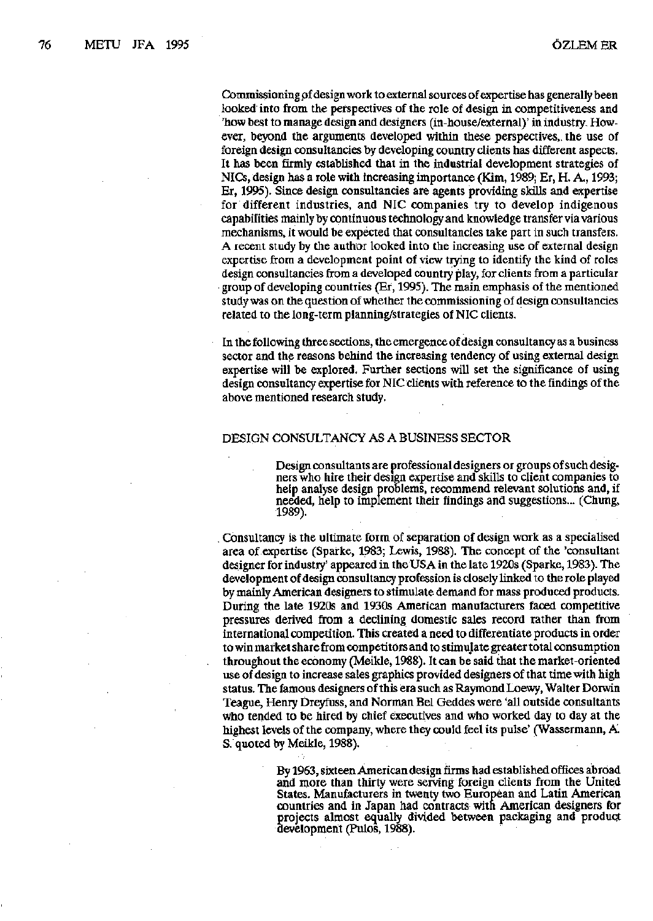Commissioning of design work to external sources of expertise has generally been looked into from the perspectives of the role of design in competitiveness and 'how best to manage design and designers (in-house/external)' in industry. However, beyond the arguments developed within these perspectives, the use of foreign design consultancies by developing country clients has different aspects. It has been firmly established that in the industrial development strategies of NICs, design has a role with increasing importance (Kim, 1989; Er, H. A., 1993; Er, 1995). Since design consultancies are agents providing skills and expertise for different industries, and NIC companies try to develop indigenous capabilities mainly by continuous technology and knowledge transfer via various mechanisms, it would be expected that consultancies take part in such transfers. A recent study by the author looked into the increasing use of external design expertise from a development point of view trying to identify the kind of roles design consultancies from a developed country play, for clients from a particular group of developing countries (Er, 1995). The main emphasis of the mentioned study was on the question of whether the commissioning of design consultancies related to the long-term planning/strategies of NIC clients.

In the following three sections, the emergence of design consultancy as a business sector and the reasons behind the increasing tendency of using external design expertise will be explored. Further sections will set the significance of using design consultancy expertise for NIC clients with reference to the findings of the above mentioned research study.

## DESIGN CONSULTANCY AS A BUSINESS SECTOR

> Design consultants are professional designers or groups of such designers who hire their design expertise and skills to client companies to help analyse design problems, recommend relevant solutions and, if needed, help to implement their findings and suggestions... (Chung, 1989).

Consultancy is the ultimate form of separation of design work as a specialised area of expertise (Sparke, 1983; Lewis, 1988). The concept of the 'consultant designer for industry' appeared in the USA in the late 1920s (Sparke, 1983). The development of design consultancy profession is closely linked to the role played by mainly American designers to stimulate demand for mass produced products. During the late 1920s and 1930s American manufacturers faced competitive pressures derived from a declining domestic sales record rather than from international competition. This created a need to differentiate products in order to win market share from competitors and to stimulate greater total consumption throughout the economy (Meikle, 1988). It can be said that the market-oriented use of design to increase sales graphics provided designers of that time with high status. The famous designers of this era such as Raymond Loewy, Walter Dorwin Teague, Henry Dreyfuss, and Norman Bel Geddes were 'all outside consultants who tended to be hired by chief executives and who worked day to day at the highest levels of the company, where they could feel its pulse' (Wassermann, A. S. quoted by Meikle, 1988).

> By 1963, sixteen American design firms had established offices abroad and more than thirty were serving foreign clients from the United States. Manufacturers in twenty two European and Latin American countries and in Japan had contracts with American designers for projects almost equally divided between packaging and product development (Pulos, 1988).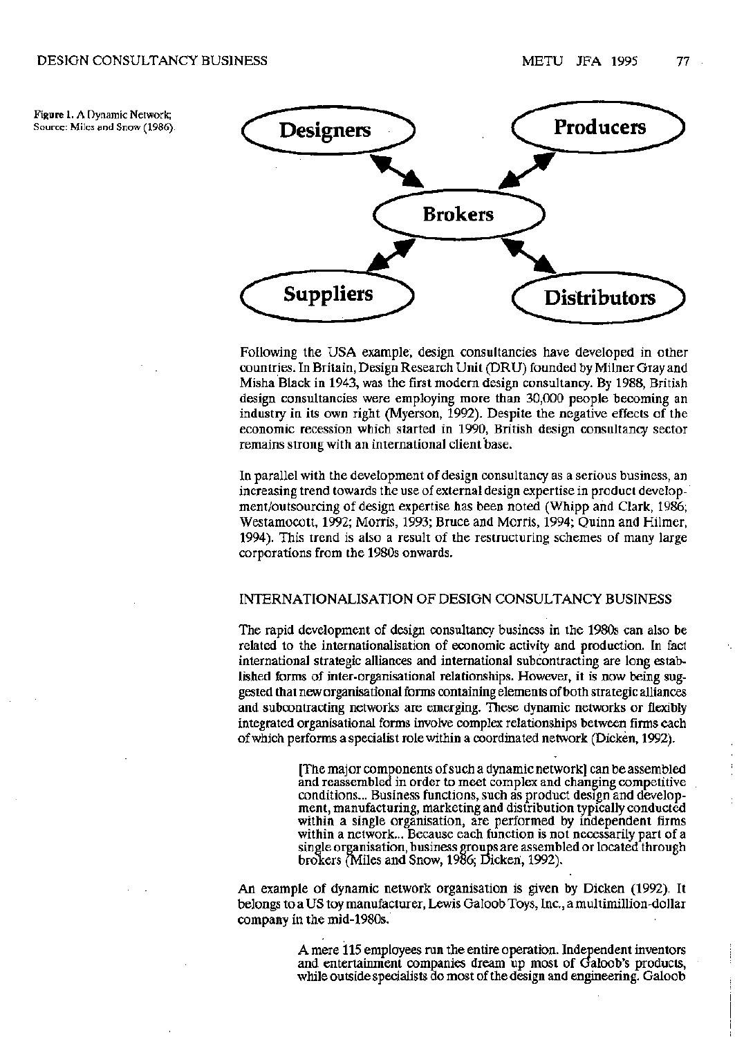Figure 1. A Dynamic Network; Source: Miles and Snow (1986).

Following the USA example, design consultancies have developed in other countries. In Britain, Design Research Unit (DRU) founded by Milner Gray and Misha Black in 1943, was the first modern design consultancy. By 1988, British design consultancies were employing more than 30,000 people becoming an industry in its own right (Myerson, 1992). Despite the negative effects of the economic recession which started in 1990, British design consultancy sector remains strong with an international client base.

In parallel with the development of design consultancy as a serious business, an increasing trend towards the use of external design expertise in product development/outsourcing of design expertise has been noted (Whipp and Clark, 1986; Westamocott, 1992; Morris, 1993; Bruce and Morris, 1994; Quinn and Hilmer, 1994). This trend is also a result of the restructuring schemes of many large corporations from the 1980s onwards.

## INTERNATIONALISATION OF DESIGN CONSULTANCY BUSINESS

The rapid development of design consultancy business in the 1980s can also be related to the internationalisation of economic activity and production. In fact international strategic alliances and international subcontracting are long established forms of inter-organisational relationships. However, it is now being suggested that new organisational forms containing elements of both strategic alliances and subcontracting networks are emerging. These dynamic networks or flexibly integrated organisational forms involve complex relationships between firms each of which performs a specialist role within a coordinated network (Dicken, 1992).

> [The major components of such a dynamic network] can be assembled and reassembled in order to meet complex and changing competitive conditions... Business functions, such as product design and development, manufacturing, marketing and distribution typically conducted within a single organisation, are performed by independent firms within a network... Because each function is not necessarily part of a single organisation, business groups are assembled or located through brokers (Miles and Snow, 1986; Dicken, 1992).

An example of dynamic network organisation is given by Dicken (1992). It belongs to a US toy manufacturer, Lewis Galoob Toys, Inc., a multimillion-dollar company in the mid-1980s.

> A mere 115 employees run the entire operation. Independent inventors and entertainment companies dream up most of Galoob's products, while outside specialists do most of the design and engineering. Galoob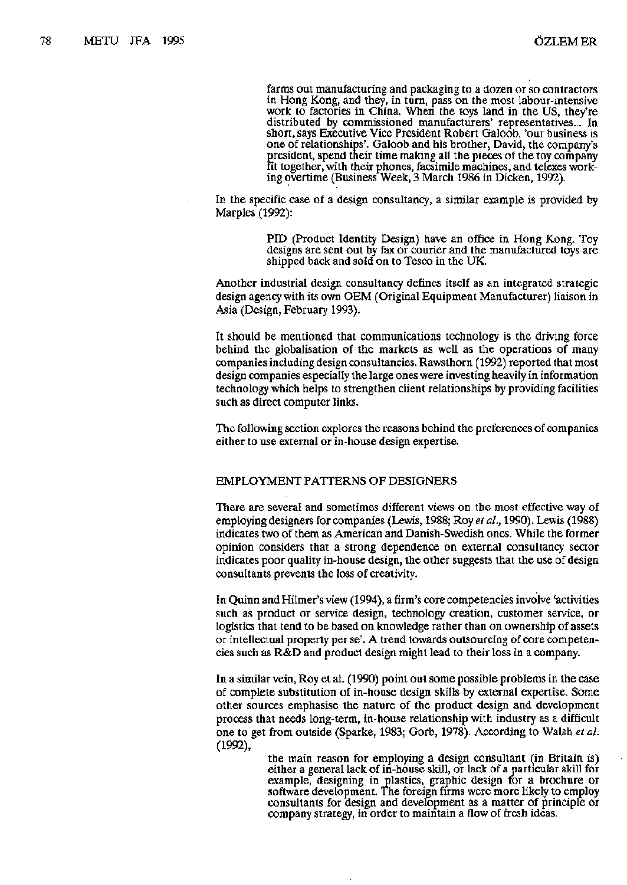> farms out manufacturing and packaging to a dozen or so contractors in Hong Kong, and they, in turn, pass on the most labour-intensive work to factories in China. When the toys land in the US, they're distributed by commissioned manufacturers' representatives... In short, says Executive Vice President Robert Galoob, 'our business is one of relationships'. Galoob and his brother, David, the company's president, spend their time making all the pieces of the toy company fit together, with their phones, facsimile machines, and telexes working overtime (Business Week, 3 March 1986 in Dicken, 1992).

In the specific case of a design consultancy, a similar example is provided by Marples (1992):

> PID (Product Identity Design) have an office in Hong Kong. Toy designs are sent out by fax or courier and the manufactured toys are shipped back and sold on to Tesco in the UK.

Another industrial design consultancy defines itself as an integrated strategic design agency with its own OEM (Original Equipment Manufacturer) liaison in Asia (Design, February 1993).

It should be mentioned that communications technology is the driving force behind the globalisation of the markets as well as the operations of many companies including design consultancies. Rawsthorn (1992) reported that most design companies especially the large ones were investing heavily in information technology which helps to strengthen client relationships by providing facilities such as direct computer links.

The following section explores the reasons behind the preferences of companies either to use external or in-house design expertise.

## EMPLOYMENT PATTERNS OF DESIGNERS

There are several and sometimes different views on the most effective way of employing designers for companies (Lewis, 1988; Roy *et al.*, 1990). Lewis (1988) indicates two of them as American and Danish-Swedish ones. While the former opinion considers that a strong dependence on external consultancy sector indicates poor quality in-house design, the other suggests that the use of design consultants prevents the loss of creativity.

In Quinn and Hilmer's view (1994), a firm's core competencies involve 'activities such as product or service design, technology creation, customer service, or logistics that tend to be based on knowledge rather than on ownership of assets or intellectual property per se'. A trend towards outsourcing of core competencies such as R&D and product design might lead to their loss in a company.

In a similar vein, Roy et al. (1990) point out some possible problems in the case of complete substitution of in-house design skills by external expertise. Some other sources emphasise the nature of the product design and development process that needs long-term, in-house relationship with industry as a difficult one to get from outside (Sparke, 1983; Gorb, 1978). According to Walsh *et al.* (1992),

> the main reason for employing a design consultant (in Britain is) either a general lack of in-house skill, or lack of a particular skill for example, designing in plastics, graphic design for a brochure or software development. The foreign firms were more likely to employ consultants for design and development as a matter of principle or company strategy, in order to maintain a flow of fresh ideas.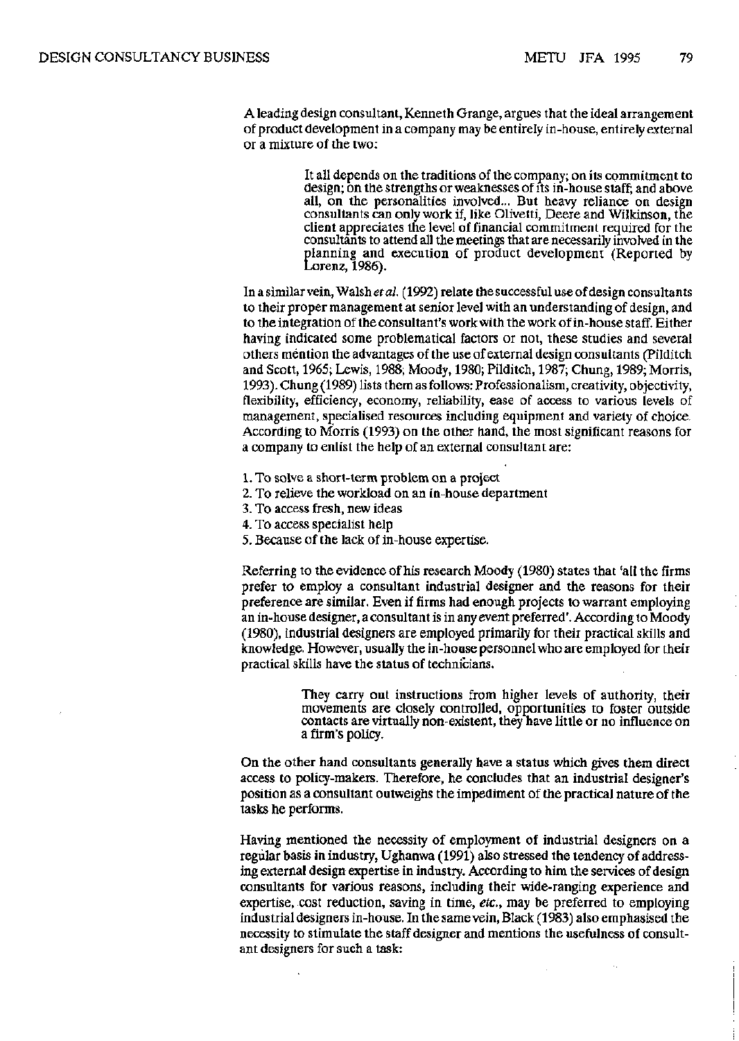A leading design consultant, Kenneth Grange, argues that the ideal arrangement of product development in a company may be entirely in-house, entirely external or a mixture of the two:

> It all depends on the traditions of the company; on its commitment to design; on the strengths or weaknesses of its in-house staff; and above all, on the personalities involved... But heavy reliance on design consultants can only work if, like Olivetti, Deere and Wilkinson, the client appreciates the level of financial commitment required for the consultants to attend all the meetings that are necessarily involved in the planning and execution of product development (Reported by Lorenz, 1986).

In a similar vein, Walsh *et al.* (1992) relate the successful use of design consultants to their proper management at senior level with an understanding of design, and to the integration of the consultant's work with the work of in-house staff. Either having indicated some problematical factors or not, these studies and several others mention the advantages of the use of external design consultants (Pilditch and Scott, 1965; Lewis, 1988; Moody, 1980; Pilditch, 1987; Chung, 1989; Morris, 1993). Chung (1989) lists them as follows: Professionalism, creativity, objectivity, flexibility, efficiency, economy, reliability, ease of access to various levels of management, specialised resources including equipment and variety of choice. According to Morris (1993) on the other hand, the most significant reasons for a company to enlist the help of an external consultant are:

1. To solve a short-term problem on a project
2. To relieve the workload on an in-house department
3. To access fresh, new ideas
4. To access specialist help
5. Because of the lack of in-house expertise.

Referring to the evidence of his research Moody (1980) states that 'all the firms prefer to employ a consultant industrial designer and the reasons for their preference are similar. Even if firms had enough projects to warrant employing an in-house designer, a consultant is in any event preferred'. According to Moody (1980), industrial designers are employed primarily for their practical skills and knowledge. However, usually the in-house personnel who are employed for their practical skills have the status of technicians.

> They carry out instructions from higher levels of authority, their movements are closely controlled, opportunities to foster outside contacts are virtually non-existent, they have little or no influence on a firm's policy.

On the other hand consultants generally have a status which gives them direct access to policy-makers. Therefore, he concludes that an industrial designer's position as a consultant outweighs the impediment of the practical nature of the tasks he performs.

Having mentioned the necessity of employment of industrial designers on a regular basis in industry, Ughanwa (1991) also stressed the tendency of addressing external design expertise in industry. According to him the services of design consultants for various reasons, including their wide-ranging experience and expertise, cost reduction, saving in time, *etc.*, may be preferred to employing industrial designers in-house. In the same vein, Black (1983) also emphasised the necessity to stimulate the staff designer and mentions the usefulness of consultant designers for such a task: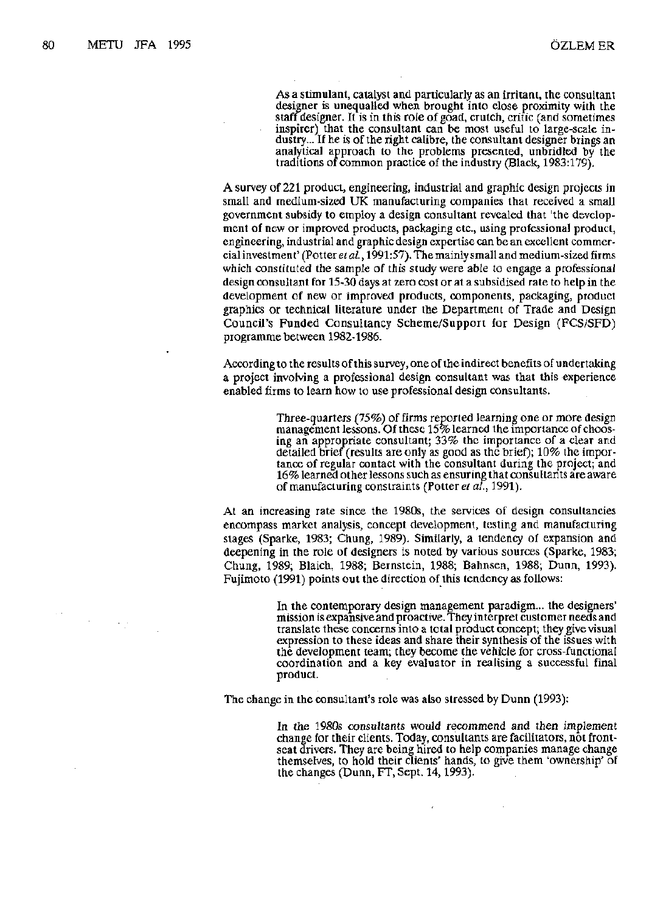> As a stimulant, catalyst and particularly as an irritant, the consultant designer is unequalled when brought into close proximity with the staff designer. It is in this role of goad, crutch, critic (and sometimes inspirer) that the consultant can be most useful to large-scale industry... If he is of the right calibre, the consultant designer brings an analytical approach to the problems presented, unbridled by the traditions of common practice of the industry (Black, 1983:179).

A survey of 221 product, engineering, industrial and graphic design projects in small and medium-sized UK manufacturing companies that received a small government subsidy to employ a design consultant revealed that 'the development of new or improved products, packaging etc., using professional product, engineering, industrial and graphic design expertise can be an excellent commercial investment' (Potter *et al.*, 1991:57). The mainly small and medium-sized firms which constituted the sample of this study were able to engage a professional design consultant for 15-30 days at zero cost or at a subsidised rate to help in the development of new or improved products, components, packaging, product graphics or technical literature under the Department of Trade and Design Council's Funded Consultancy Scheme/Support for Design (FCS/SFD) programme between 1982-1986.

According to the results of this survey, one of the indirect benefits of undertaking a project involving a professional design consultant was that this experience enabled firms to learn how to use professional design consultants.

> Three-quarters (75%) of firms reported learning one or more design management lessons. Of these 15% learned the importance of choosing an appropriate consultant; 33% the importance of a clear and detailed brief (results are only as good as the brief); 10% the importance of regular contact with the consultant during the project; and 16% learned other lessons such as ensuring that consultants are aware of manufacturing constraints (Potter *et al.*, 1991).

At an increasing rate since the 1980s, the services of design consultancies encompass market analysis, concept development, testing and manufacturing stages (Sparke, 1983; Chung, 1989). Similarly, a tendency of expansion and deepening in the role of designers is noted by various sources (Sparke, 1983; Chung, 1989; Blaich, 1988; Bernstein, 1988; Bahnsen, 1988; Dunn, 1993). Fujimoto (1991) points out the direction of this tendency as follows:

> In the contemporary design management paradigm... the designers' mission is expansive and proactive. They interpret customer needs and translate these concerns into a total product concept; they give visual expression to these ideas and share their synthesis of the issues with the development team; they become the vehicle for cross-functional coordination and a key evaluator in realising a successful final product.

The change in the consultant's role was also stressed by Dunn (1993):

> In the 1980s consultants would recommend and then implement change for their clients. Today, consultants are facilitators, not front-seat drivers. They are being hired to help companies manage change themselves, to hold their clients' hands, to give them 'ownership' of the changes (Dunn, FT, Sept. 14, 1993).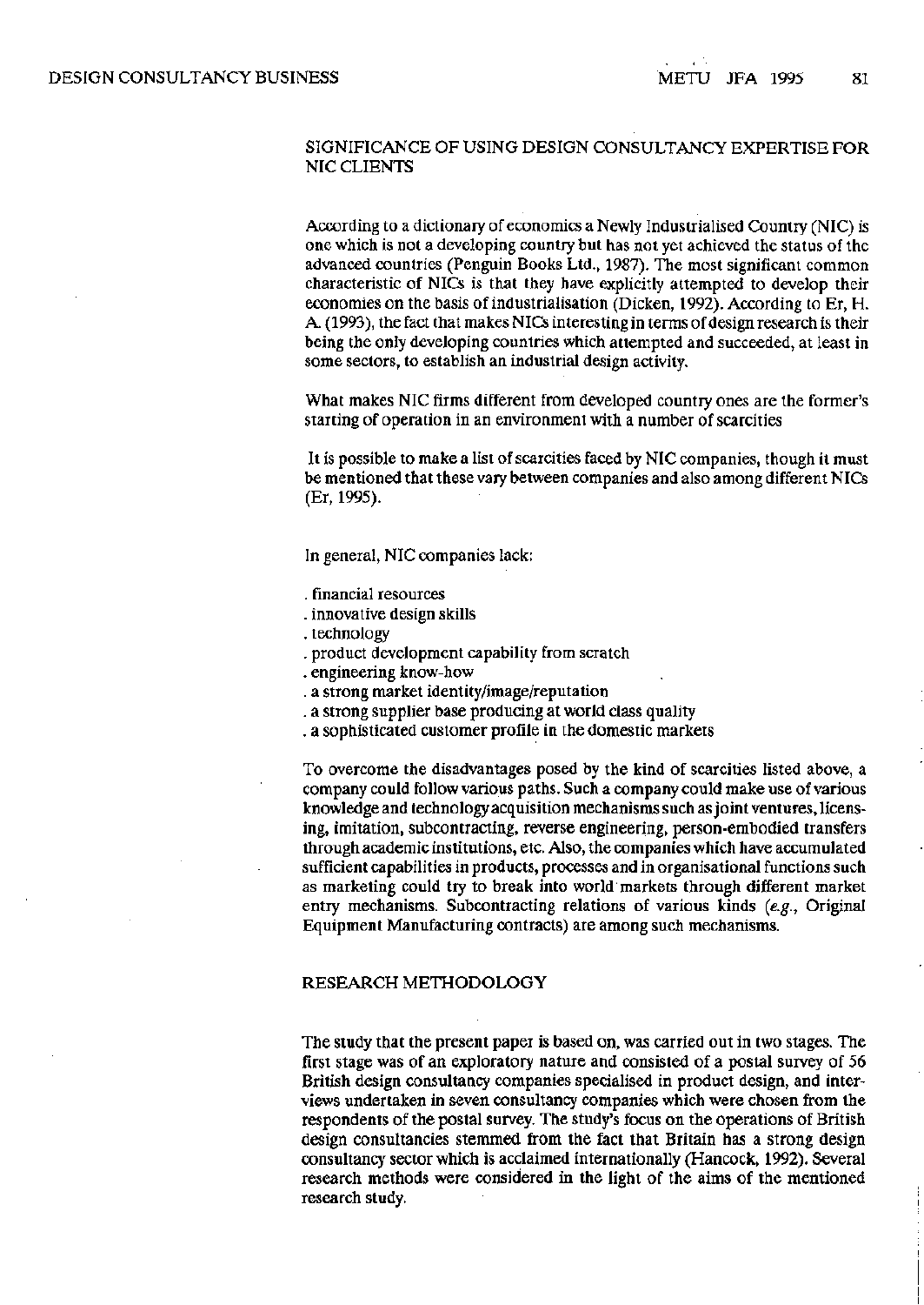## SIGNIFICANCE OF USING DESIGN CONSULTANCY EXPERTISE FOR NIC CLIENTS

According to a dictionary of economics a Newly Industrialised Country (NIC) is one which is not a developing country but has not yet achieved the status of the advanced countries (Penguin Books Ltd., 1987). The most significant common characteristic of NICs is that they have explicitly attempted to develop their economies on the basis of industrialisation (Dicken, 1992). According to Er, H. A. (1993), the fact that makes NICs interesting in terms of design research is their being the only developing countries which attempted and succeeded, at least in some sectors, to establish an industrial design activity.

What makes NIC firms different from developed country ones are the former's starting of operation in an environment with a number of scarcities

It is possible to make a list of scarcities faced by NIC companies, though it must be mentioned that these vary between companies and also among different NICs (Er, 1995).

In general, NIC companies lack:

- financial resources
- innovative design skills
- technology
- product development capability from scratch
- engineering know-how
- a strong market identity/image/reputation
- a strong supplier base producing at world class quality
- a sophisticated customer profile in the domestic markets

To overcome the disadvantages posed by the kind of scarcities listed above, a company could follow various paths. Such a company could make use of various knowledge and technology acquisition mechanisms such as joint ventures, licensing, imitation, subcontracting, reverse engineering, person-embodied transfers through academic institutions, etc. Also, the companies which have accumulated sufficient capabilities in products, processes and in organisational functions such as marketing could try to break into world markets through different market entry mechanisms. Subcontracting relations of various kinds (*e.g.*, Original Equipment Manufacturing contracts) are among such mechanisms.

## RESEARCH METHODOLOGY

The study that the present paper is based on, was carried out in two stages. The first stage was of an exploratory nature and consisted of a postal survey of 56 British design consultancy companies specialised in product design, and interviews undertaken in seven consultancy companies which were chosen from the respondents of the postal survey. The study's focus on the operations of British design consultancies stemmed from the fact that Britain has a strong design consultancy sector which is acclaimed internationally (Hancock, 1992). Several research methods were considered in the light of the aims of the mentioned research study.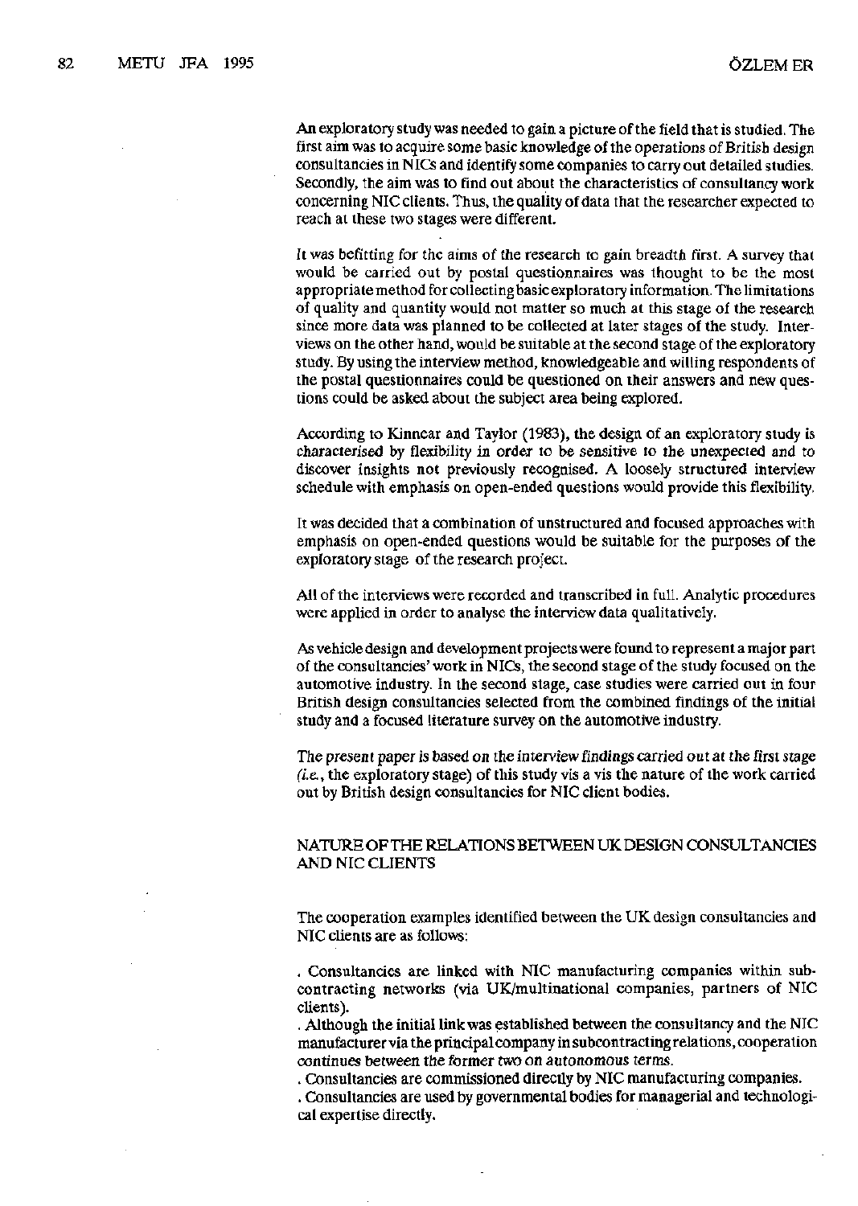An exploratory study was needed to gain a picture of the field that is studied. The first aim was to acquire some basic knowledge of the operations of British design consultancies in NICs and identify some companies to carry out detailed studies. Secondly, the aim was to find out about the characteristics of consultancy work concerning NIC clients. Thus, the quality of data that the researcher expected to reach at these two stages were different.

It was befitting for the aims of the research to gain breadth first. A survey that would be carried out by postal questionnaires was thought to be the most appropriate method for collecting basic exploratory information. The limitations of quality and quantity would not matter so much at this stage of the research since more data was planned to be collected at later stages of the study. Interviews on the other hand, would be suitable at the second stage of the exploratory study. By using the interview method, knowledgeable and willing respondents of the postal questionnaires could be questioned on their answers and new questions could be asked about the subject area being explored.

According to Kinnear and Taylor (1983), the design of an exploratory study is characterised by flexibility in order to be sensitive to the unexpected and to discover insights not previously recognised. A loosely structured interview schedule with emphasis on open-ended questions would provide this flexibility.

It was decided that a combination of unstructured and focused approaches with emphasis on open-ended questions would be suitable for the purposes of the exploratory stage of the research project.

All of the interviews were recorded and transcribed in full. Analytic procedures were applied in order to analyse the interview data qualitatively.

As vehicle design and development projects were found to represent a major part of the consultancies' work in NICs, the second stage of the study focused on the automotive industry. In the second stage, case studies were carried out in four British design consultancies selected from the combined findings of the initial study and a focused literature survey on the automotive industry.

The present paper is based on the interview findings carried out at the first stage (*i.e.*, the exploratory stage) of this study vis a vis the nature of the work carried out by British design consultancies for NIC client bodies.

## NATURE OF THE RELATIONS BETWEEN UK DESIGN CONSULTANCIES AND NIC CLIENTS

The cooperation examples identified between the UK design consultancies and NIC clients are as follows:

. Consultancies are linked with NIC manufacturing companies within subcontracting networks (via UK/multinational companies, partners of NIC clients).

. Although the initial link was established between the consultancy and the NIC manufacturer via the principal company in subcontracting relations, cooperation continues between the former two on autonomous terms.

. Consultancies are commissioned directly by NIC manufacturing companies.

. Consultancies are used by governmental bodies for managerial and technological expertise directly.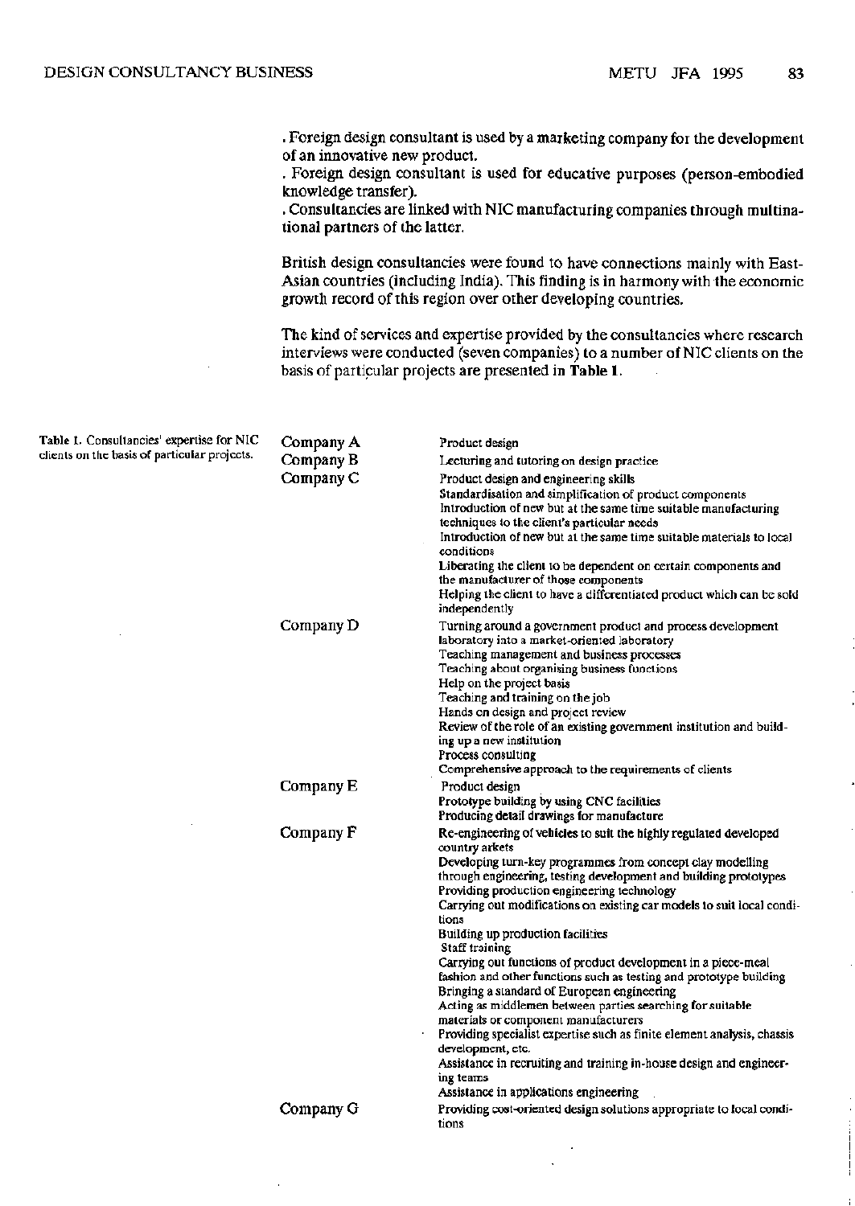. Foreign design consultant is used by a marketing company for the development of an innovative new product.

. Foreign design consultant is used for educative purposes (person-embodied knowledge transfer).

. Consultancies are linked with NIC manufacturing companies through multinational partners of the latter.

British design consultancies were found to have connections mainly with East-Asian countries (including India). This finding is in harmony with the economic growth record of this region over other developing countries.

The kind of services and expertise provided by the consultancies where research interviews were conducted (seven companies) to a number of NIC clients on the basis of particular projects are presented in **Table 1**.

Table 1. Consultancies' expertise for NIC clients on the basis of particular projects.

| Company | Expertise |
|---|---|
| Company A | Product design |
| Company B | Lecturing and tutoring on design practice |
| Company C | Product design and engineering skills<br>Standardisation and simplification of product components<br>Introduction of new but at the same time suitable manufacturing techniques to the client's particular needs<br>Introduction of new but at the same time suitable materials to local conditions<br>Liberating the client to be dependent on certain components and the manufacturer of those components<br>Helping the client to have a differentiated product which can be sold independently |
| Company D | Turning around a government product and process development laboratory into a market-oriented laboratory<br>Teaching management and business processes<br>Teaching about organising business functions<br>Help on the project basis<br>Teaching and training on the job<br>Hands on design and project review<br>Review of the role of an existing government institution and building up a new institution<br>Process consulting<br>Comprehensive approach to the requirements of clients |
| Company E | Product design<br>Prototype building by using CNC facilities<br>Producing detail drawings for manufacture |
| Company F | Re-engineering of vehicles to suit the highly regulated developed country arkets<br>Developing turn-key programmes from concept clay modelling through engineering, testing development and building prototypes<br>Providing production engineering technology<br>Carrying out modifications on existing car models to suit local conditions<br>Building up production facilities<br>Staff training<br>Carrying out functions of product development in a piece-meal fashion and other functions such as testing and prototype building<br>Bringing a standard of European engineering<br>Acting as middlemen between parties searching for suitable materials or component manufacturers<br>Providing specialist expertise such as finite element analysis, chassis development, etc.<br>Assistance in recruiting and training in-house design and engineering teams<br>Assistance in applications engineering |
| Company G | Providing cost-oriented design solutions appropriate to local conditions |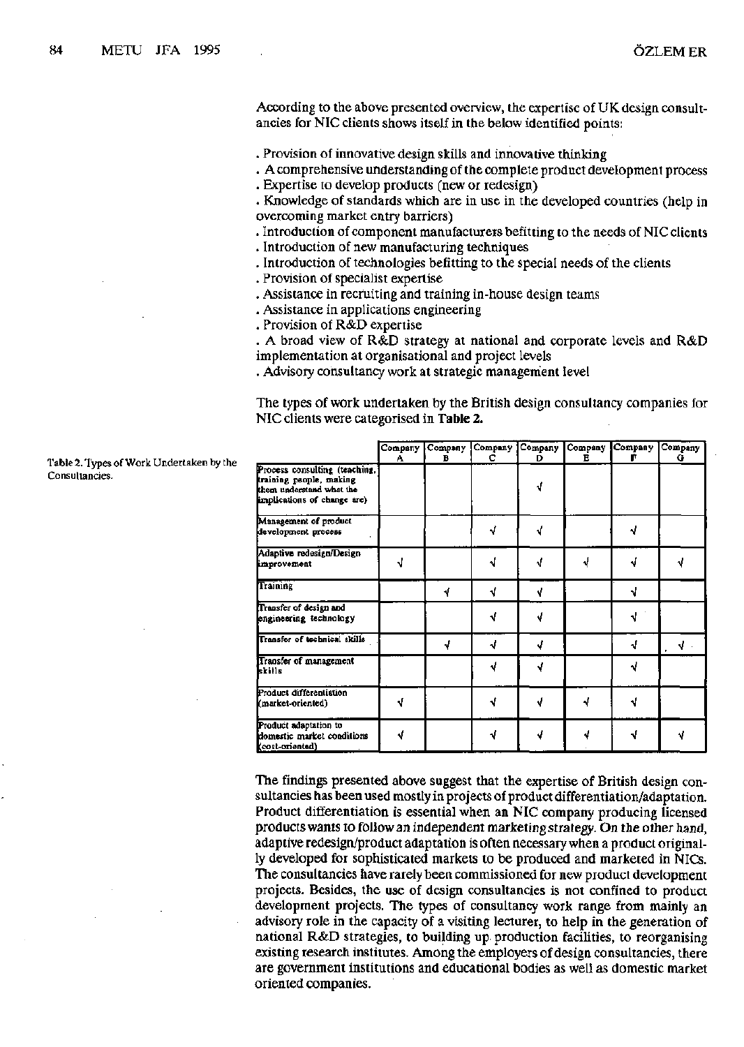According to the above presented overview, the expertise of UK design consultancies for NIC clients shows itself in the below identified points:

. Provision of innovative design skills and innovative thinking
. A comprehensive understanding of the complete product development process
. Expertise to develop products (new or redesign)
. Knowledge of standards which are in use in the developed countries (help in overcoming market entry barriers)
. Introduction of component manufacturers befitting to the needs of NIC clients
. Introduction of new manufacturing techniques
. Introduction of technologies befitting to the special needs of the clients
. Provision of specialist expertise
. Assistance in recruiting and training in-house design teams
. Assistance in applications engineering
. Provision of R&D expertise
. A broad view of R&D strategy at national and corporate levels and R&D implementation at organisational and project levels
. Advisory consultancy work at strategic management level

The types of work undertaken by the British design consultancy companies for NIC clients were categorised in **Table 2.**

Table 2. Types of Work Undertaken by the Consultancies.

| | Company A | Company B | Company C | Company D | Company E | Company F | Company G |
|---|---|---|---|---|---|---|---|
| Process consulting (teaching, training people, making them understand what the implications of change are) | | | | √ | | | |
| Management of product development process | | | √ | √ | | √ | |
| Adaptive redesign/Design improvement | √ | | √ | √ | √ | √ | √ |
| Training | | √ | √ | √ | | √ | |
| Transfer of design and engineering technology | | | √ | √ | | √ | |
| Transfer of technical skills | | √ | √ | √ | | √ | √ |
| Transfer of management skills | | | √ | √ | | √ | |
| Product differentiation (market-oriented) | √ | | √ | √ | √ | √ | |
| Product adaptation to domestic market conditions (cost-oriented) | √ | | √ | √ | √ | √ | √ |

The findings presented above suggest that the expertise of British design consultancies has been used mostly in projects of product differentiation/adaptation. Product differentiation is essential when an NIC company producing licensed products wants to follow an independent marketing strategy. On the other hand, adaptive redesign/product adaptation is often necessary when a product originally developed for sophisticated markets to be produced and marketed in NICs. The consultancies have rarely been commissioned for new product development projects. Besides, the use of design consultancies is not confined to product development projects. The types of consultancy work range from mainly an advisory role in the capacity of a visiting lecturer, to help in the generation of national R&D strategies, to building up production facilities, to reorganising existing research institutes. Among the employers of design consultancies, there are government institutions and educational bodies as well as domestic market oriented companies.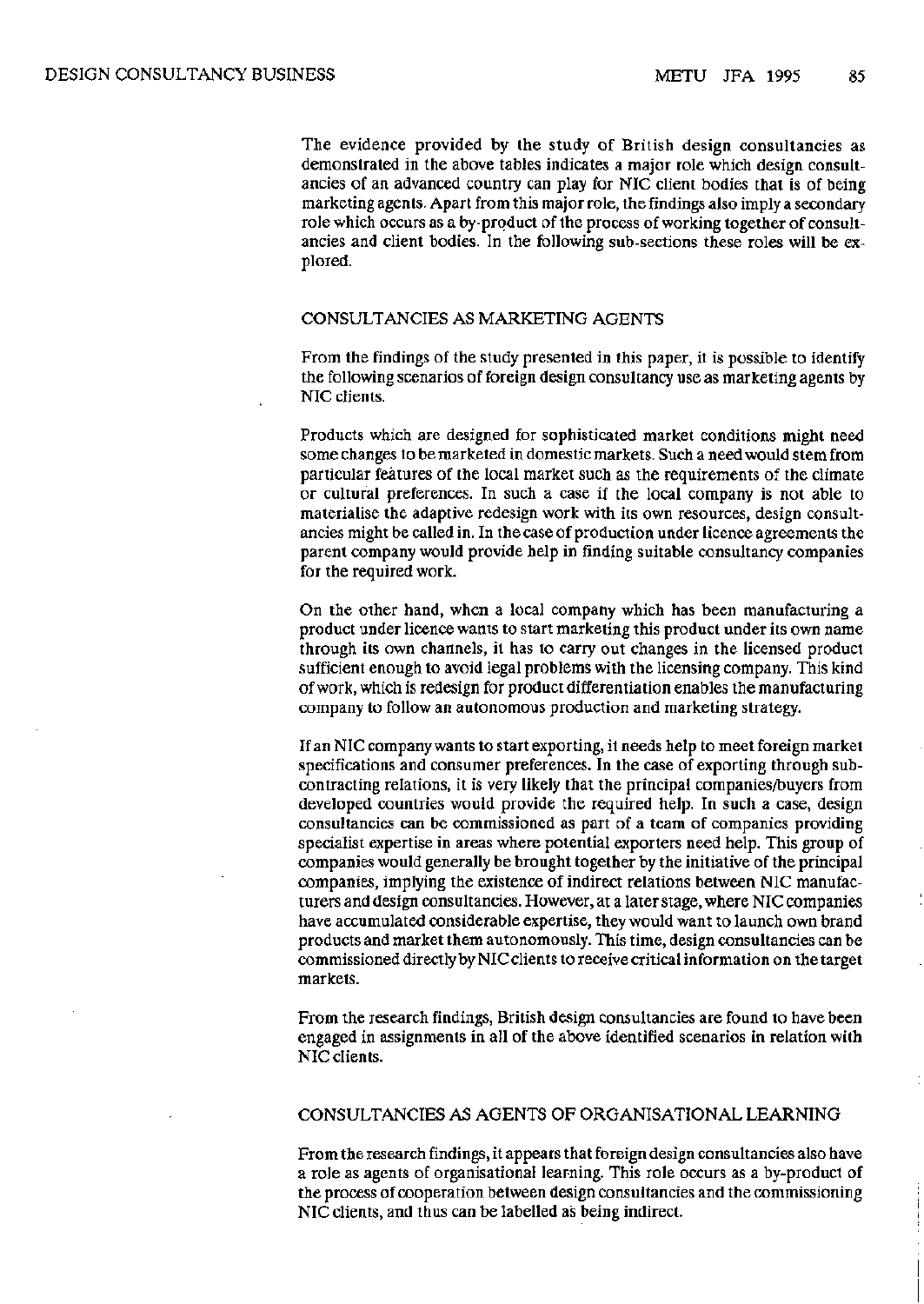The evidence provided by the study of British design consultancies as demonstrated in the above tables indicates a major role which design consultancies of an advanced country can play for NIC client bodies that is of being marketing agents. Apart from this major role, the findings also imply a secondary role which occurs as a by-product of the process of working together of consultancies and client bodies. In the following sub-sections these roles will be explored.

## CONSULTANCIES AS MARKETING AGENTS

From the findings of the study presented in this paper, it is possible to identify the following scenarios of foreign design consultancy use as marketing agents by NIC clients.

Products which are designed for sophisticated market conditions might need some changes to be marketed in domestic markets. Such a need would stem from particular features of the local market such as the requirements of the climate or cultural preferences. In such a case if the local company is not able to materialise the adaptive redesign work with its own resources, design consultancies might be called in. In the case of production under licence agreements the parent company would provide help in finding suitable consultancy companies for the required work.

On the other hand, when a local company which has been manufacturing a product under licence wants to start marketing this product under its own name through its own channels, it has to carry out changes in the licensed product sufficient enough to avoid legal problems with the licensing company. This kind of work, which is redesign for product differentiation enables the manufacturing company to follow an autonomous production and marketing strategy.

If an NIC company wants to start exporting, it needs help to meet foreign market specifications and consumer preferences. In the case of exporting through subcontracting relations, it is very likely that the principal companies/buyers from developed countries would provide the required help. In such a case, design consultancies can be commissioned as part of a team of companies providing specialist expertise in areas where potential exporters need help. This group of companies would generally be brought together by the initiative of the principal companies, implying the existence of indirect relations between NIC manufacturers and design consultancies. However, at a later stage, where NIC companies have accumulated considerable expertise, they would want to launch own brand products and market them autonomously. This time, design consultancies can be commissioned directly by NIC clients to receive critical information on the target markets.

From the research findings, British design consultancies are found to have been engaged in assignments in all of the above identified scenarios in relation with NIC clients.

## CONSULTANCIES AS AGENTS OF ORGANISATIONAL LEARNING

From the research findings, it appears that foreign design consultancies also have a role as agents of organisational learning. This role occurs as a by-product of the process of cooperation between design consultancies and the commissioning NIC clients, and thus can be labelled as being indirect.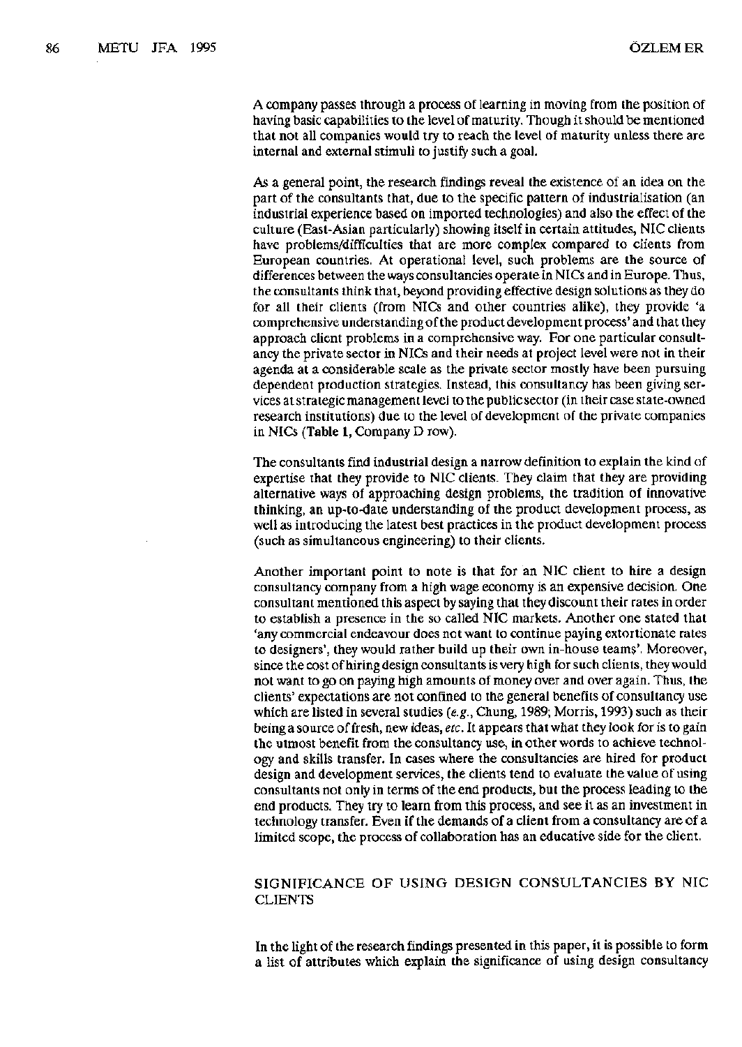A company passes through a process of learning in moving from the position of having basic capabilities to the level of maturity. Though it should be mentioned that not all companies would try to reach the level of maturity unless there are internal and external stimuli to justify such a goal.

As a general point, the research findings reveal the existence of an idea on the part of the consultants that, due to the specific pattern of industrialisation (an industrial experience based on imported technologies) and also the effect of the culture (East-Asian particularly) showing itself in certain attitudes, NIC clients have problems/difficulties that are more complex compared to clients from European countries. At operational level, such problems are the source of differences between the ways consultancies operate in NICs and in Europe. Thus, the consultants think that, beyond providing effective design solutions as they do for all their clients (from NICs and other countries alike), they provide 'a comprehensive understanding of the product development process' and that they approach client problems in a comprehensive way. For one particular consultancy the private sector in NICs and their needs at project level were not in their agenda at a considerable scale as the private sector mostly have been pursuing dependent production strategies. Instead, this consultancy has been giving services at strategic management level to the public sector (in their case state-owned research institutions) due to the level of development of the private companies in NICs (**Table 1**, Company D row).

The consultants find industrial design a narrow definition to explain the kind of expertise that they provide to NIC clients. They claim that they are providing alternative ways of approaching design problems, the tradition of innovative thinking, an up-to-date understanding of the product development process, as well as introducing the latest best practices in the product development process (such as simultaneous engineering) to their clients.

Another important point to note is that for an NIC client to hire a design consultancy company from a high wage economy is an expensive decision. One consultant mentioned this aspect by saying that they discount their rates in order to establish a presence in the so called NIC markets. Another one stated that 'any commercial endeavour does not want to continue paying extortionate rates to designers', they would rather build up their own in-house teams'. Moreover, since the cost of hiring design consultants is very high for such clients, they would not want to go on paying high amounts of money over and over again. Thus, the clients' expectations are not confined to the general benefits of consultancy use which are listed in several studies (*e.g.*, Chung, 1989; Morris, 1993) such as their being a source of fresh, new ideas, *etc.* It appears that what they look for is to gain the utmost benefit from the consultancy use, in other words to achieve technology and skills transfer. In cases where the consultancies are hired for product design and development services, the clients tend to evaluate the value of using consultants not only in terms of the end products, but the process leading to the end products. They try to learn from this process, and see it as an investment in technology transfer. Even if the demands of a client from a consultancy are of a limited scope, the process of collaboration has an educative side for the client.

## SIGNIFICANCE OF USING DESIGN CONSULTANCIES BY NIC CLIENTS

In the light of the research findings presented in this paper, it is possible to form a list of attributes which explain the significance of using design consultancy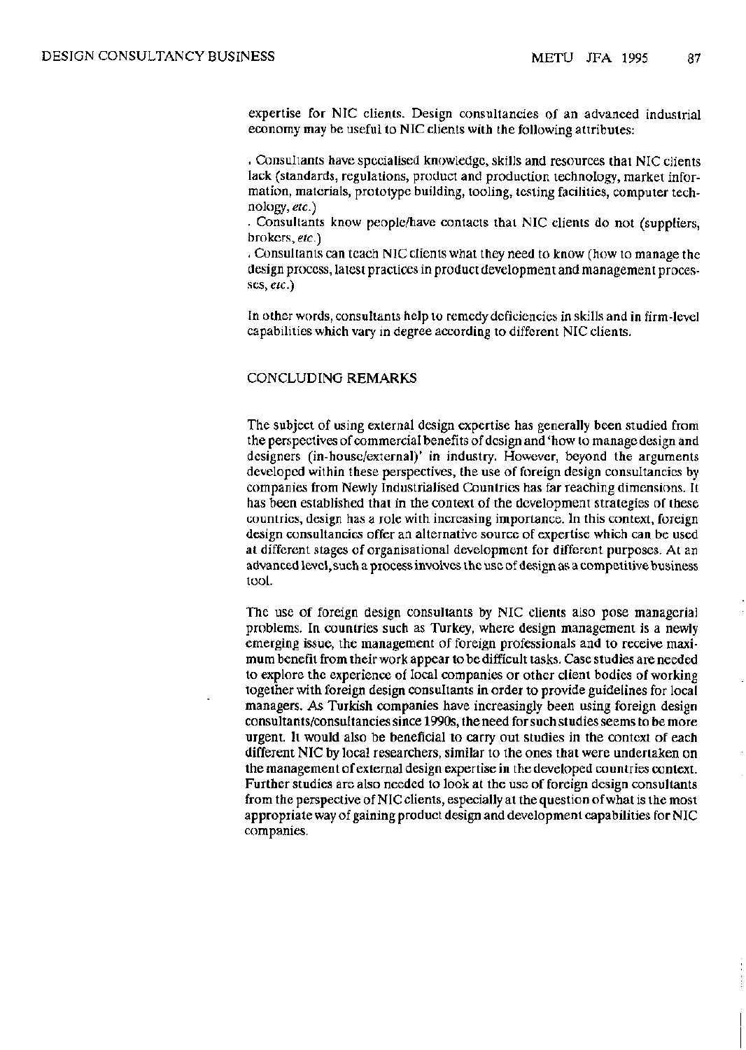expertise for NIC clients. Design consultancies of an advanced industrial economy may be useful to NIC clients with the following attributes:

. Consultants have specialised knowledge, skills and resources that NIC clients lack (standards, regulations, product and production technology, market information, materials, prototype building, tooling, testing facilities, computer technology, *etc.*)

. Consultants know people/have contacts that NIC clients do not (suppliers, brokers, *etc.*)

. Consultants can teach NIC clients what they need to know (how to manage the design process, latest practices in product development and management processes, *etc.*)

In other words, consultants help to remedy deficiencies in skills and in firm-level capabilities which vary in degree according to different NIC clients.

## CONCLUDING REMARKS

The subject of using external design expertise has generally been studied from the perspectives of commercial benefits of design and 'how to manage design and designers (in-house/external)' in industry. However, beyond the arguments developed within these perspectives, the use of foreign design consultancies by companies from Newly Industrialised Countries has far reaching dimensions. It has been established that in the context of the development strategies of these countries, design has a role with increasing importance. In this context, foreign design consultancies offer an alternative source of expertise which can be used at different stages of organisational development for different purposes. At an advanced level, such a process involves the use of design as a competitive business tool.

The use of foreign design consultants by NIC clients also pose managerial problems. In countries such as Turkey, where design management is a newly emerging issue, the management of foreign professionals and to receive maximum benefit from their work appear to be difficult tasks. Case studies are needed to explore the experience of local companies or other client bodies of working together with foreign design consultants in order to provide guidelines for local managers. As Turkish companies have increasingly been using foreign design consultants/consultancies since 1990s, the need for such studies seems to be more urgent. It would also be beneficial to carry out studies in the context of each different NIC by local researchers, similar to the ones that were undertaken on the management of external design expertise in the developed countries context. Further studies are also needed to look at the use of foreign design consultants from the perspective of NIC clients, especially at the question of what is the most appropriate way of gaining product design and development capabilities for NIC companies.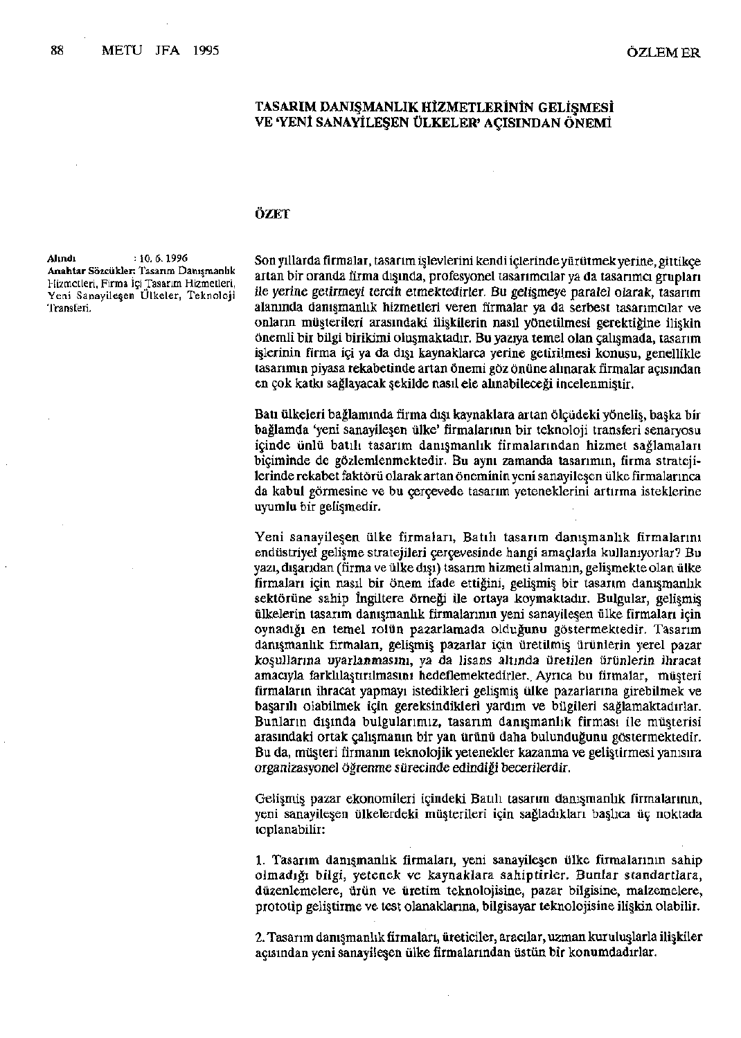## TASARIM DANIŞMANLIK HİZMETLERİNİN GELİŞMESİ VE 'YENİ SANAYİLEŞEN ÜLKELER' AÇISINDAN ÖNEMİ

### ÖZET

**Alındı** : 10. 6. 1996
**Anahtar Sözcükler:** Tasarım Danışmanlık Hizmetleri, Firma İçi Tasarım Hizmetleri, Yeni Sanayileşen Ülkeler, Teknoloji Transferi.

Son yıllarda firmalar, tasarım işlevlerini kendi içlerinde yürütmek yerine, gittikçe artan bir oranda firma dışında, profesyonel tasarımcılar ya da tasarımcı grupları ile yerine getirmeyi tercih etmektedirler. Bu gelişmeye paralel olarak, tasarım alanında danışmanlık hizmetleri veren firmalar ya da serbest tasarımcılar ve onların müşterileri arasındaki ilişkilerin nasıl yönetilmesi gerektiğine ilişkin önemli bir bilgi birikimi oluşmaktadır. Bu yazıya temel olan çalışmada, tasarım işlerinin firma içi ya da dışı kaynaklarca yerine getirilmesi konusu, genellikle tasarımın piyasa rekabetinde artan önemi göz önüne alınarak firmalar açısından en çok katkı sağlayacak şekilde nasıl ele alınabileceği incelenmiştir.

Batı ülkeleri bağlamında firma dışı kaynaklara artan ölçüdeki yöneliş, başka bir bağlamda 'yeni sanayileşen ülke' firmalarının bir teknoloji transferi senaryosu içinde ünlü batılı tasarım danışmanlık firmalarından hizmet sağlamaları biçiminde de gözlemlenmektedir. Bu aynı zamanda tasarımın, firma stratejilerinde rekabet faktörü olarak artan öneminin yeni sanayileşen ülke firmalarınca da kabul görmesine ve bu çerçevede tasarım yeteneklerini artırma isteklerine uyumlu bir gelişmedir.

Yeni sanayileşen ülke firmaları, Batılı tasarım danışmanlık firmalarını endüstriyel gelişme stratejileri çerçevesinde hangi amaçlarla kullanıyorlar? Bu yazı, dışarıdan (firma ve ülke dışı) tasarım hizmeti almanın, gelişmekte olan ülke firmaları için nasıl bir önem ifade ettiğini, gelişmiş bir tasarım danışmanlık sektörüne sahip İngiltere örneği ile ortaya koymaktadır. Bulgular, gelişmiş ülkelerin tasarım danışmanlık firmalarının yeni sanayileşen ülke firmaları için oynadığı en temel rolün pazarlamada olduğunu göstermektedir. Tasarım danışmanlık firmaları, gelişmiş pazarlar için üretilmiş ürünlerin yerel pazar koşullarına uyarlanmasını, ya da lisans altında üretilen ürünlerin ihracat amacıyla farklılaştırılmasını hedeflemektedirler. Ayrıca bu firmalar, müşteri firmaların ihracat yapmayı istedikleri gelişmiş ülke pazarlarına girebilmek ve başarılı olabilmek için gereksindikleri yardım ve bilgileri sağlamaktadırlar. Bunların dışında bulgularımız, tasarım danışmanlık firması ile müşterisi arasındaki ortak çalışmanın bir yan ürünü daha bulunduğunu göstermektedir. Bu da, müşteri firmanın teknolojik yetenekler kazanma ve geliştirmesi yanısıra organizasyonel öğrenme sürecinde edindiği becerilerdir.

Gelişmiş pazar ekonomileri içindeki Batılı tasarım danışmanlık firmalarının, yeni sanayileşen ülkelerdeki müşterileri için sağladıkları başlıca üç noktada toplanabilir:

1. Tasarım danışmanlık firmaları, yeni sanayileşen ülke firmalarının sahip olmadığı bilgi, yetenek ve kaynaklara sahiptirler. Bunlar standartlara, düzenlemelere, ürün ve üretim teknolojisine, pazar bilgisine, malzemelere, prototip geliştirme ve test olanaklarına, bilgisayar teknolojisine ilişkin olabilir.

2. Tasarım danışmanlık firmaları, üreticiler, aracılar, uzman kuruluşlarla ilişkiler açısından yeni sanayileşen ülke firmalarından üstün bir konumdadırlar.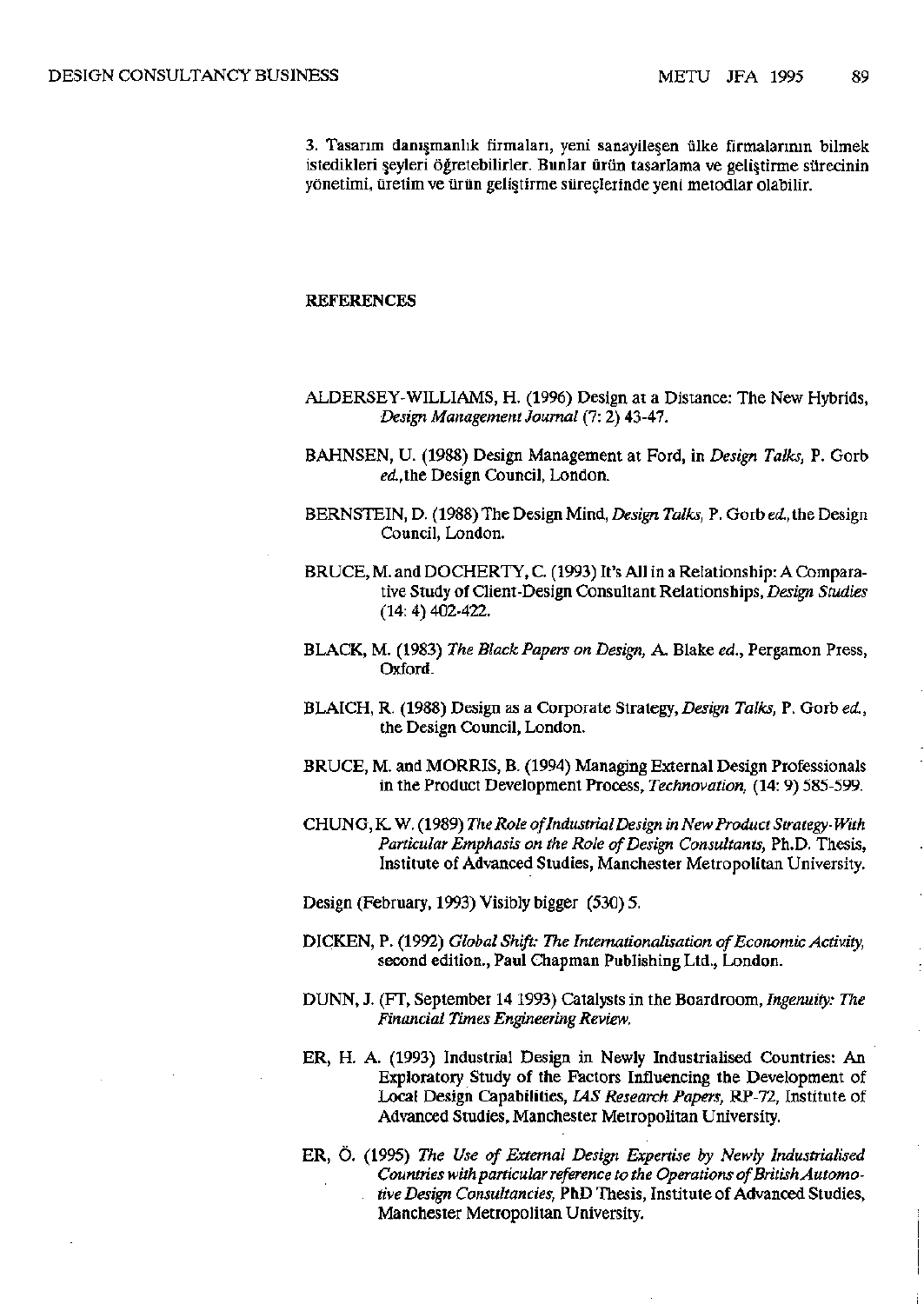3. Tasarım danışmanlık firmaları, yeni sanayileşen ülke firmalarının bilmek istedikleri şeyleri öğretebilirler. Bunlar ürün tasarlama ve geliştirme sürecinin yönetimi, üretim ve ürün geliştirme süreçlerinde yeni metodlar olabilir.

## REFERENCES

ALDERSEY-WILLIAMS, H. (1996) Design at a Distance: The New Hybrids, *Design Management Journal* (7: 2) 43-47.

BAHNSEN, U. (1988) Design Management at Ford, in *Design Talks,* P. Gorb *ed.,*the Design Council, London.

BERNSTEIN, D. (1988) The Design Mind, *Design Talks,* P. Gorb *ed.,* the Design Council, London.

BRUCE, M. and DOCHERTY, C. (1993) It's All in a Relationship: A Comparative Study of Client-Design Consultant Relationships, *Design Studies* (14: 4) 402-422.

BLACK, M. (1983) *The Black Papers on Design,* A. Blake *ed.,* Pergamon Press, Oxford.

BLAICH, R. (1988) Design as a Corporate Strategy, *Design Talks,* P. Gorb *ed.,* the Design Council, London.

BRUCE, M. and MORRIS, B. (1994) Managing External Design Professionals in the Product Development Process, *Technovation,* (14: 9) 585-599.

CHUNG, K. W. (1989) *The Role of Industrial Design in New Product Strategy-With Particular Emphasis on the Role of Design Consultants,* Ph.D. Thesis, Institute of Advanced Studies, Manchester Metropolitan University.

Design (February, 1993) Visibly bigger (530) 5.

DICKEN, P. (1992) *Global Shift: The Internationalisation of Economic Activity,* second edition., Paul Chapman Publishing Ltd., London.

DUNN, J. (FT, September 14 1993) Catalysts in the Boardroom, *Ingenuity: The Financial Times Engineering Review.*

ER, H. A. (1993) Industrial Design in Newly Industrialised Countries: An Exploratory Study of the Factors Influencing the Development of Local Design Capabilities, *IAS Research Papers,* RP-72, Institute of Advanced Studies, Manchester Metropolitan University.

ER, Ö. (1995) *The Use of External Design Expertise by Newly Industrialised Countries with particular reference to the Operations of British Automotive Design Consultancies,* PhD Thesis, Institute of Advanced Studies, Manchester Metropolitan University.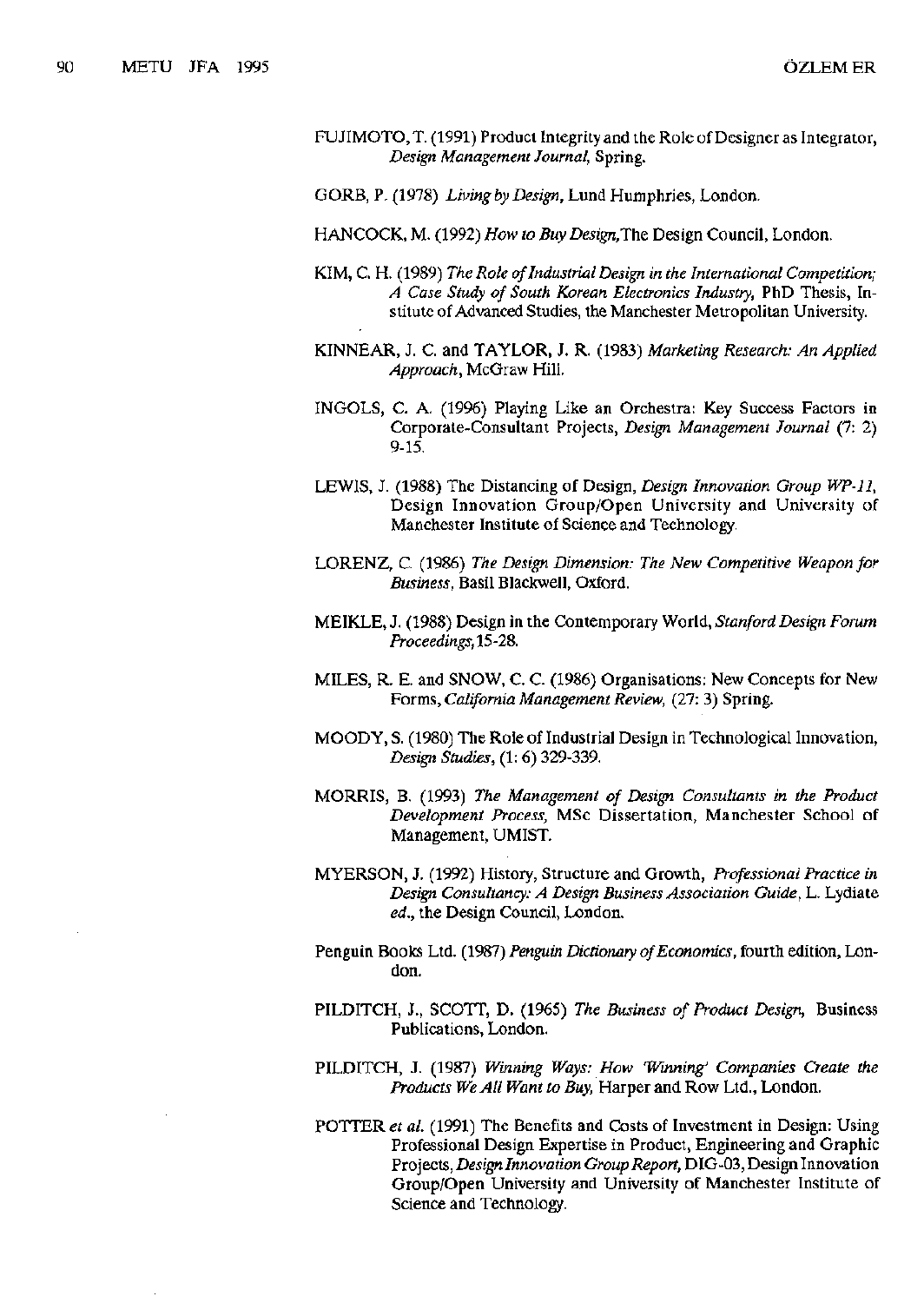FUJIMOTO, T. (1991) Product Integrity and the Role of Designer as Integrator, *Design Management Journal,* Spring.

GORB, P. (1978) *Living by Design,* Lund Humphries, London.

HANCOCK, M. (1992) *How to Buy Design,*The Design Council, London.

KIM, C. H. (1989) *The Role of Industrial Design in the International Competition; A Case Study of South Korean Electronics Industry,* PhD Thesis, Institute of Advanced Studies, the Manchester Metropolitan University.

KINNEAR, J. C. and TAYLOR, J. R. (1983) *Marketing Research: An Applied Approach,* McGraw Hill.

INGOLS, C. A. (1996) Playing Like an Orchestra: Key Success Factors in Corporate-Consultant Projects, *Design Management Journal* (7: 2) 9-15.

LEWIS, J. (1988) The Distancing of Design, *Design Innovation Group WP-11,* Design Innovation Group/Open University and University of Manchester Institute of Science and Technology.

LORENZ, C. (1986) *The Design Dimension: The New Competitive Weapon for Business,* Basil Blackwell, Oxford.

MEIKLE, J. (1988) Design in the Contemporary World, *Stanford Design Forum Proceedings,* 15-28.

MILES, R. E. and SNOW, C. C. (1986) Organisations: New Concepts for New Forms, *California Management Review,* (27: 3) Spring.

MOODY, S. (1980) The Role of Industrial Design in Technological Innovation, *Design Studies,* (1: 6) 329-339.

MORRIS, B. (1993) *The Management of Design Consultants in the Product Development Process,* MSc Dissertation, Manchester School of Management, UMIST.

MYERSON, J. (1992) History, Structure and Growth, *Professional Practice in Design Consultancy: A Design Business Association Guide,* L. Lydiate ed., the Design Council, London.

Penguin Books Ltd. (1987) *Penguin Dictionary of Economics,* fourth edition, London.

PILDITCH, J., SCOTT, D. (1965) *The Business of Product Design,* Business Publications, London.

PILDITCH, J. (1987) *Winning Ways: How 'Winning' Companies Create the Products We All Want to Buy,* Harper and Row Ltd., London.

POTTER *et al.* (1991) The Benefits and Costs of Investment in Design: Using Professional Design Expertise in Product, Engineering and Graphic Projects, *Design Innovation Group Report,* DIG-03, Design Innovation Group/Open University and University of Manchester Institute of Science and Technology.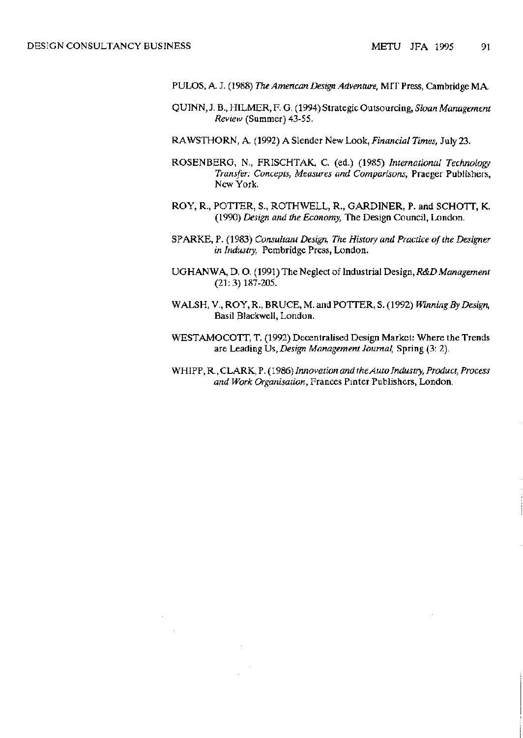PULOS, A. J. (1988) *The American Design Adventure,* MIT Press, Cambridge MA.

QUINN, J. B., HILMER, F. G. (1994) Strategic Outsourcing, *Sloan Management Review* (Summer) 43-55.

RAWSTHORN, A. (1992) A Slender New Look, *Financial Times,* July 23.

ROSENBERG, N., FRISCHTAK, C. (ed.) (1985) *International Technology Transfer: Concepts, Measures and Comparisons,* Praeger Publishers, New York.

ROY, R., POTTER, S., ROTHWELL, R., GARDINER, P. and SCHOTT, K. (1990) *Design and the Economy,* The Design Council, London.

SPARKE, P. (1983) *Consultant Design, The History and Practice of the Designer in Industry,* Pembridge Press, London.

UGHANWA, D. O. (1991) The Neglect of Industrial Design, *R&D Management* (21: 3) 187-205.

WALSH, V., ROY, R., BRUCE, M. and POTTER, S. (1992) *Winning By Design,* Basil Blackwell, London.

WESTAMOCOTT, T. (1992) Decentralised Design Market: Where the Trends are Leading Us, *Design Management Journal,* Spring (3: 2).

WHIPP, R., CLARK, P. (1986) *Innovation and the Auto Industry, Product, Process and Work Organisation,* Frances Pinter Publishers, London.